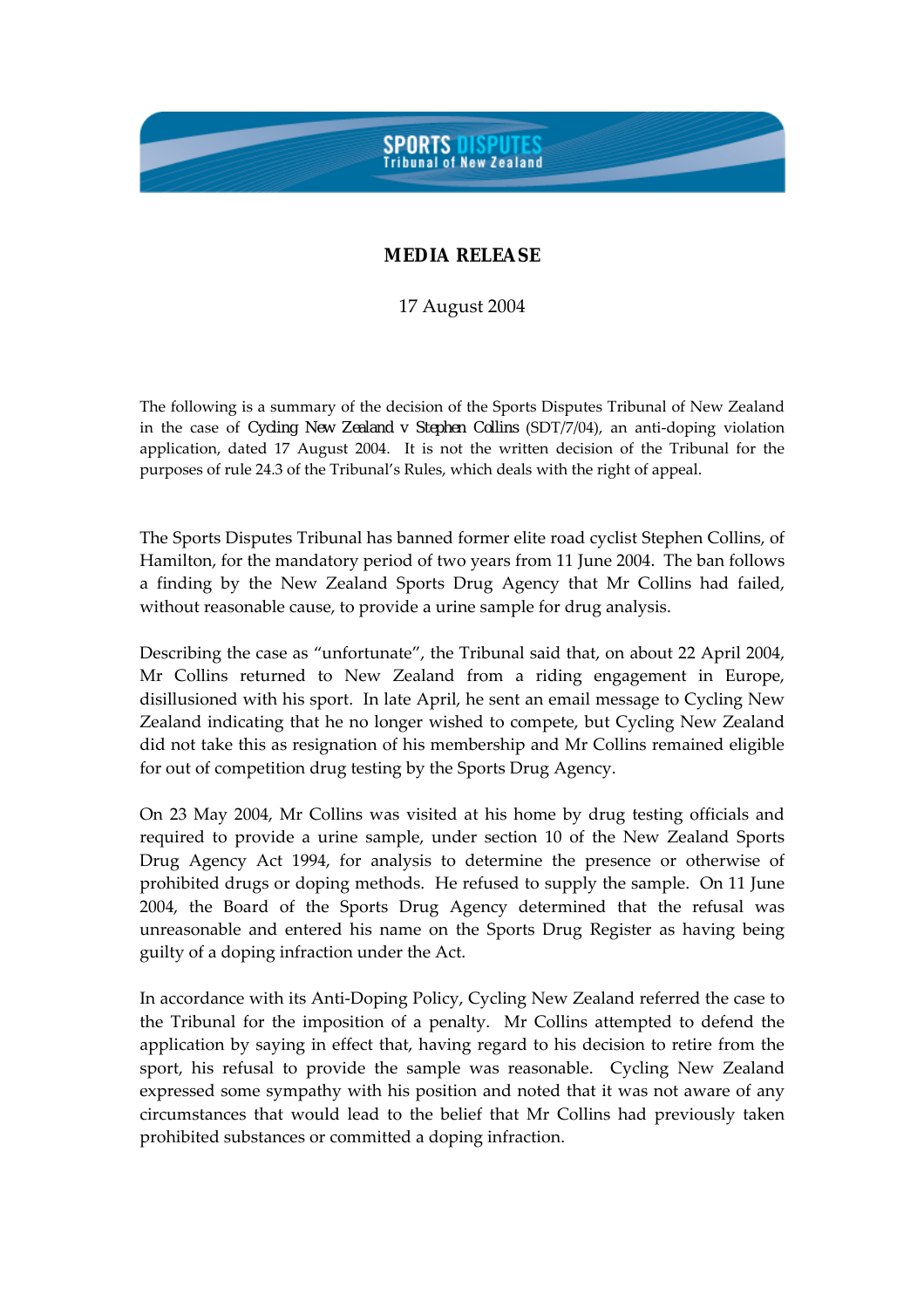**SPORTS DISPUTES Tribunal of New Zealand**

# MEDIA RELEASE

17 August 2004

The following is a summary of the decision of the Sports Disputes Tribunal of New Zealand in the case of *Cycling New Zealand v Stephen Collins* (SDT/7/04), an anti-doping violation application, dated 17 August 2004. It is not the written decision of the Tribunal for the purposes of rule 24.3 of the Tribunal's Rules, which deals with the right of appeal.

The Sports Disputes Tribunal has banned former elite road cyclist Stephen Collins, of Hamilton, for the mandatory period of two years from 11 June 2004. The ban follows a finding by the New Zealand Sports Drug Agency that Mr Collins had failed, without reasonable cause, to provide a urine sample for drug analysis.

Describing the case as "unfortunate", the Tribunal said that, on about 22 April 2004, Mr Collins returned to New Zealand from a riding engagement in Europe, disillusioned with his sport. In late April, he sent an email message to Cycling New Zealand indicating that he no longer wished to compete, but Cycling New Zealand did not take this as resignation of his membership and Mr Collins remained eligible for out of competition drug testing by the Sports Drug Agency.

On 23 May 2004, Mr Collins was visited at his home by drug testing officials and required to provide a urine sample, under section 10 of the New Zealand Sports Drug Agency Act 1994, for analysis to determine the presence or otherwise of prohibited drugs or doping methods. He refused to supply the sample. On 11 June 2004, the Board of the Sports Drug Agency determined that the refusal was unreasonable and entered his name on the Sports Drug Register as having being guilty of a doping infraction under the Act.

In accordance with its Anti-Doping Policy, Cycling New Zealand referred the case to the Tribunal for the imposition of a penalty. Mr Collins attempted to defend the application by saying in effect that, having regard to his decision to retire from the sport, his refusal to provide the sample was reasonable. Cycling New Zealand expressed some sympathy with his position and noted that it was not aware of any circumstances that would lead to the belief that Mr Collins had previously taken prohibited substances or committed a doping infraction.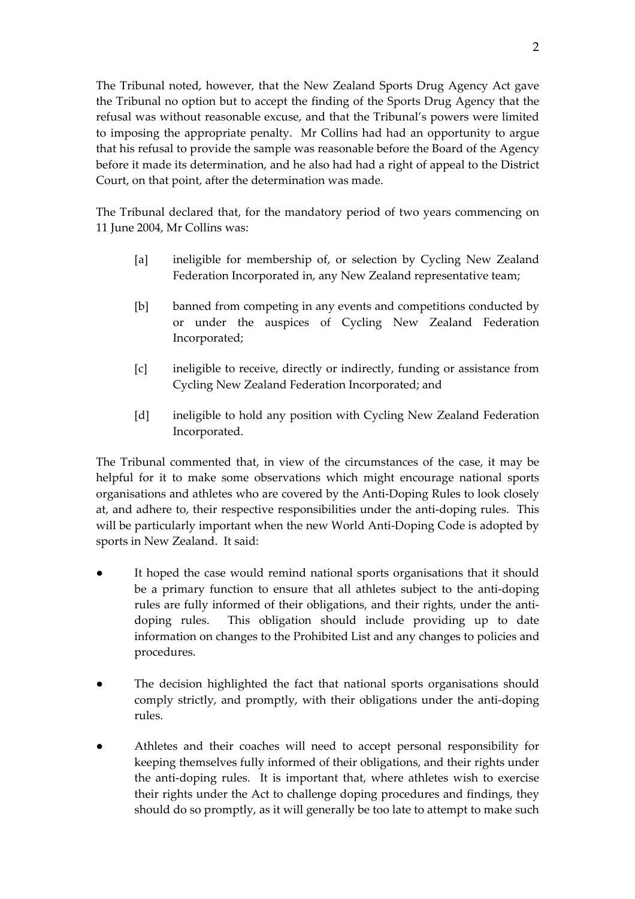The Tribunal noted, however, that the New Zealand Sports Drug Agency Act gave the Tribunal no option but to accept the finding of the Sports Drug Agency that the refusal was without reasonable excuse, and that the Tribunal's powers were limited to imposing the appropriate penalty. Mr Collins had had an opportunity to argue that his refusal to provide the sample was reasonable before the Board of the Agency before it made its determination, and he also had had a right of appeal to the District Court, on that point, after the determination was made.

The Tribunal declared that, for the mandatory period of two years commencing on 11 June 2004, Mr Collins was:

[a] ineligible for membership of, or selection by Cycling New Zealand Federation Incorporated in, any New Zealand representative team;

[b] banned from competing in any events and competitions conducted by or under the auspices of Cycling New Zealand Federation Incorporated;

[c] ineligible to receive, directly or indirectly, funding or assistance from Cycling New Zealand Federation Incorporated; and

[d] ineligible to hold any position with Cycling New Zealand Federation Incorporated.

The Tribunal commented that, in view of the circumstances of the case, it may be helpful for it to make some observations which might encourage national sports organisations and athletes who are covered by the Anti-Doping Rules to look closely at, and adhere to, their respective responsibilities under the anti-doping rules. This will be particularly important when the new World Anti-Doping Code is adopted by sports in New Zealand. It said:

- It hoped the case would remind national sports organisations that it should be a primary function to ensure that all athletes subject to the anti-doping rules are fully informed of their obligations, and their rights, under the anti-doping rules. This obligation should include providing up to date information on changes to the Prohibited List and any changes to policies and procedures.

- The decision highlighted the fact that national sports organisations should comply strictly, and promptly, with their obligations under the anti-doping rules.

- Athletes and their coaches will need to accept personal responsibility for keeping themselves fully informed of their obligations, and their rights under the anti-doping rules. It is important that, where athletes wish to exercise their rights under the Act to challenge doping procedures and findings, they should do so promptly, as it will generally be too late to attempt to make such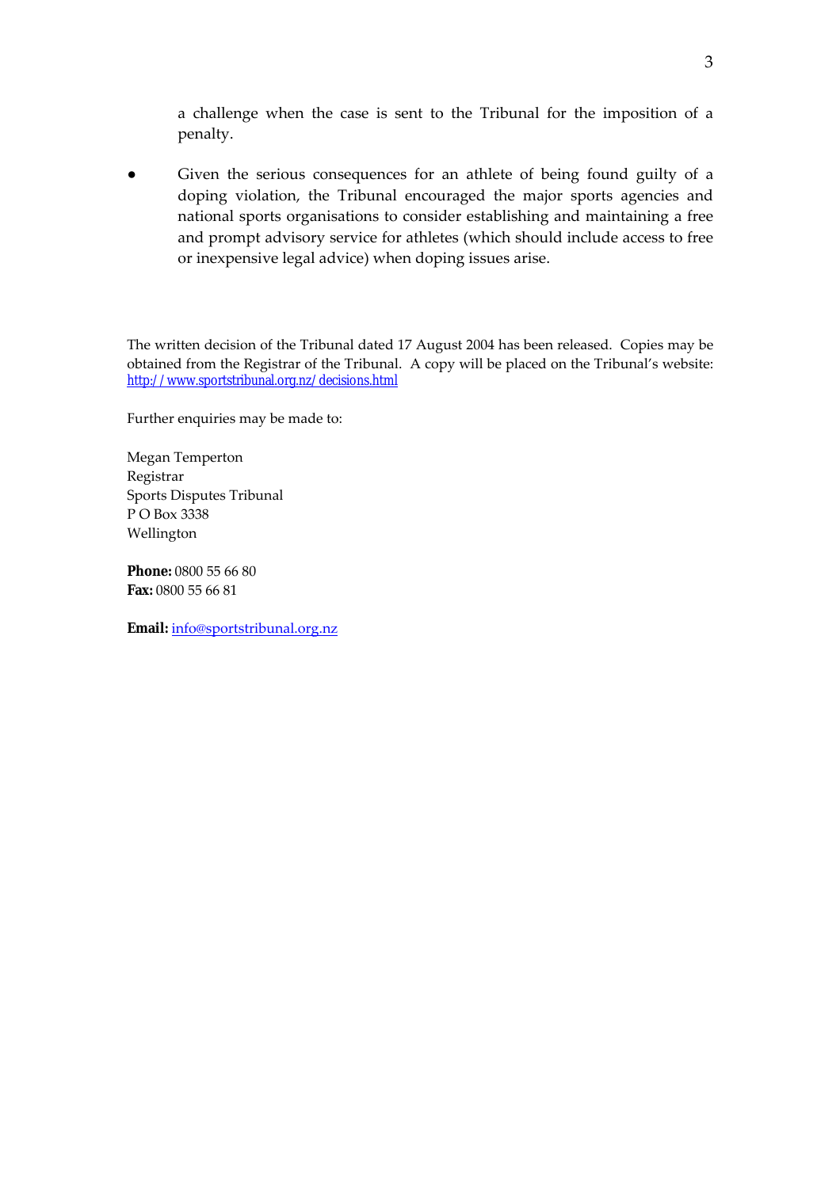a challenge when the case is sent to the Tribunal for the imposition of a penalty.

- Given the serious consequences for an athlete of being found guilty of a doping violation, the Tribunal encouraged the major sports agencies and national sports organisations to consider establishing and maintaining a free and prompt advisory service for athletes (which should include access to free or inexpensive legal advice) when doping issues arise.

The written decision of the Tribunal dated 17 August 2004 has been released. Copies may be obtained from the Registrar of the Tribunal. A copy will be placed on the Tribunal's website: http://www.sportstribunal.org.nz/decisions.html

Further enquiries may be made to:

Megan Temperton
Registrar
Sports Disputes Tribunal
P O Box 3338
Wellington

**Phone:** 0800 55 66 80
**Fax:** 0800 55 66 81

**Email:** info@sportstribunal.org.nz